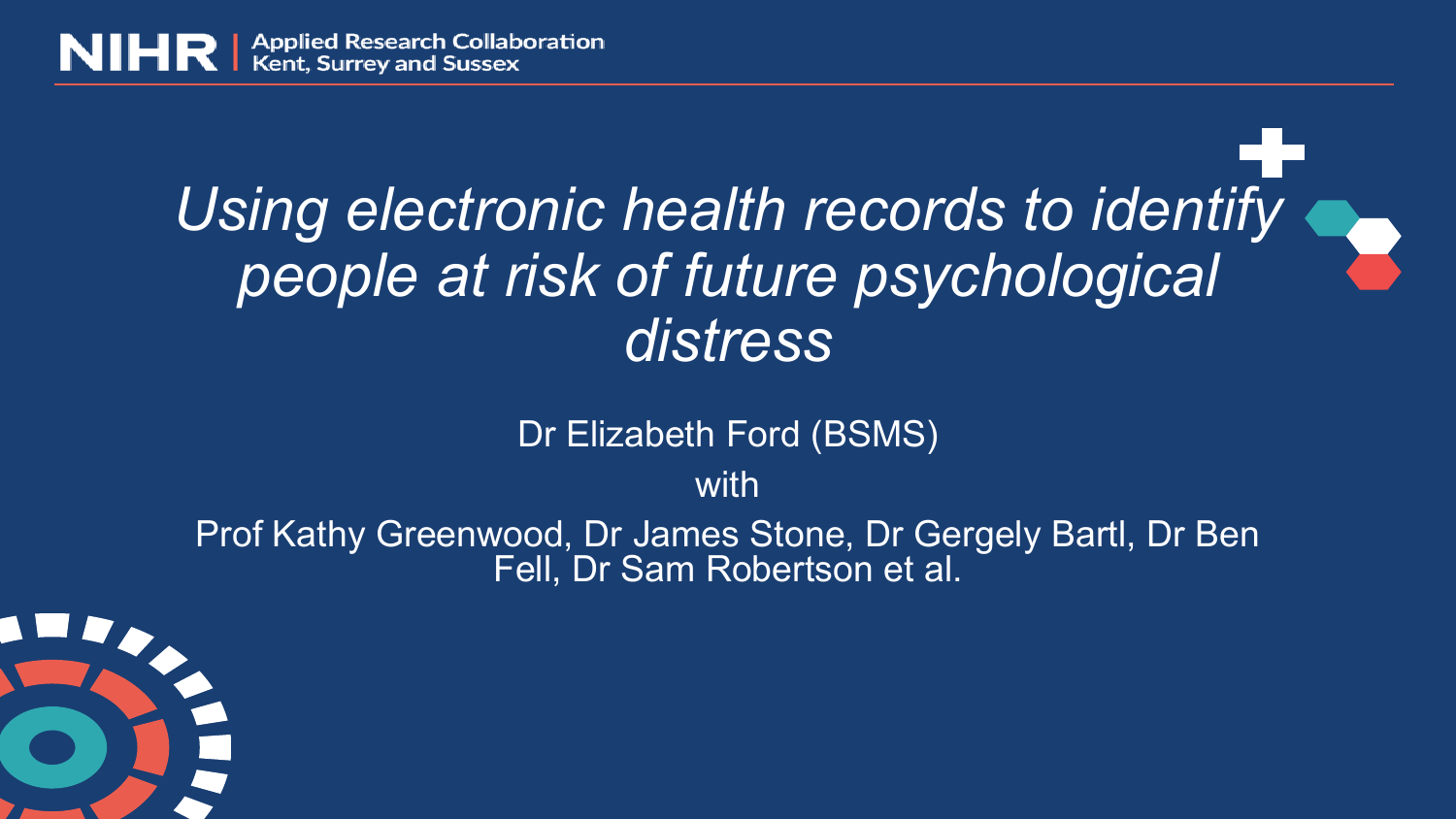NIHR | Applied Research Collaboration Kent, Surrey and Sussex

# *Using electronic health records to identify people at risk of future psychological distress*

Dr Elizabeth Ford (BSMS)

with

Prof Kathy Greenwood, Dr James Stone, Dr Gergely Bartl, Dr Ben Fell, Dr Sam Robertson et al.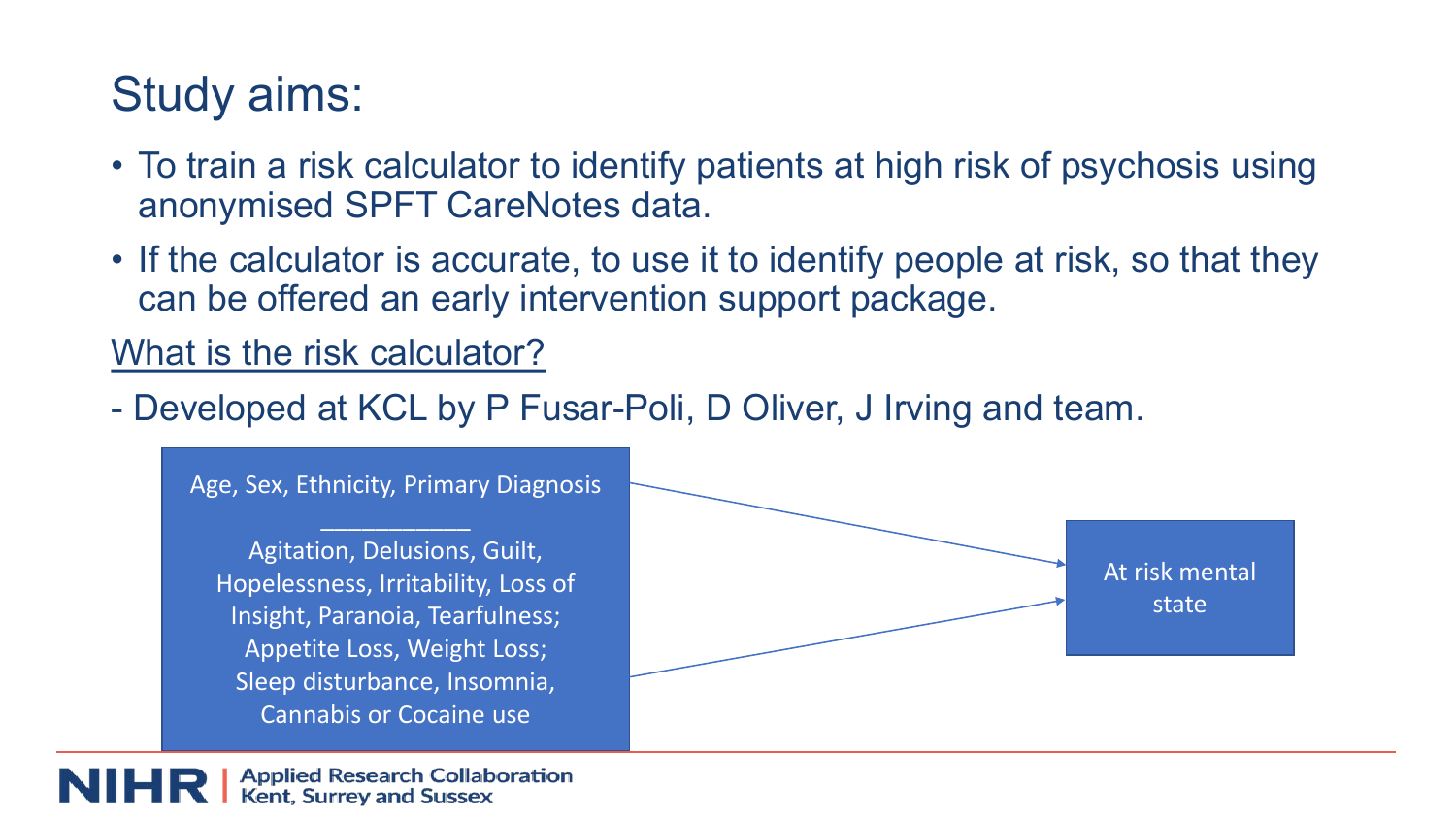# Study aims:

- To train a risk calculator to identify patients at high risk of psychosis using anonymised SPFT CareNotes data.
- If the calculator is accurate, to use it to identify people at risk, so that they can be offered an early intervention support package.

<u>What is the risk calculator?</u>

- Developed at KCL by P Fusar-Poli, D Oliver, J Irving and team.

Age, Sex, Ethnicity, Primary Diagnosis

Agitation, Delusions, Guilt, Hopelessness, Irritability, Loss of Insight, Paranoia, Tearfulness; Appetite Loss, Weight Loss; Sleep disturbance, Insomnia, Cannabis or Cocaine use

→ At risk mental state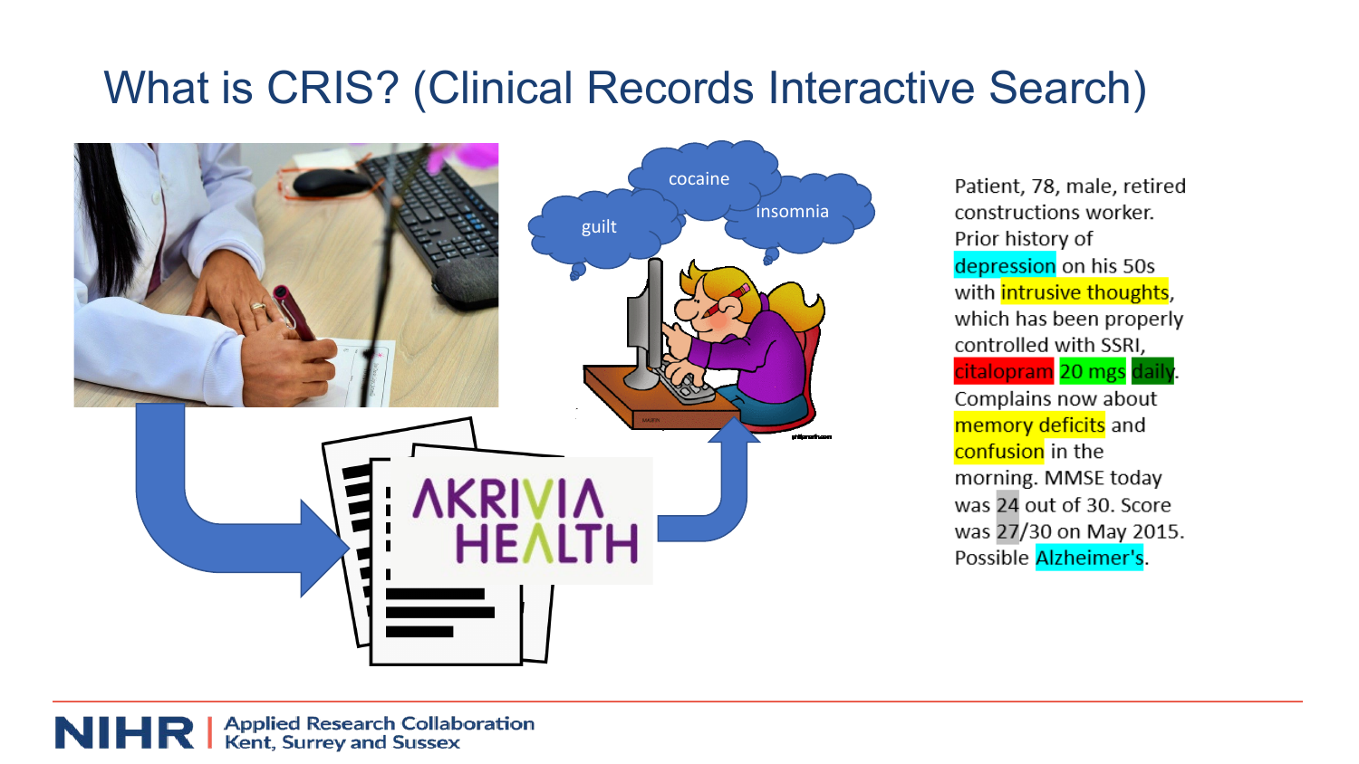# What is CRIS? (Clinical Records Interactive Search)

guilt

cocaine

insomnia

AKRIVIA HEALTH

Patient, 78, male, retired constructions worker. Prior history of depression on his 50s with intrusive thoughts, which has been properly controlled with SSRI, citalopram 20 mgs daily. Complains now about memory deficits and confusion in the morning. MMSE today was 24 out of 30. Score was 27/30 on May 2015. Possible Alzheimer's.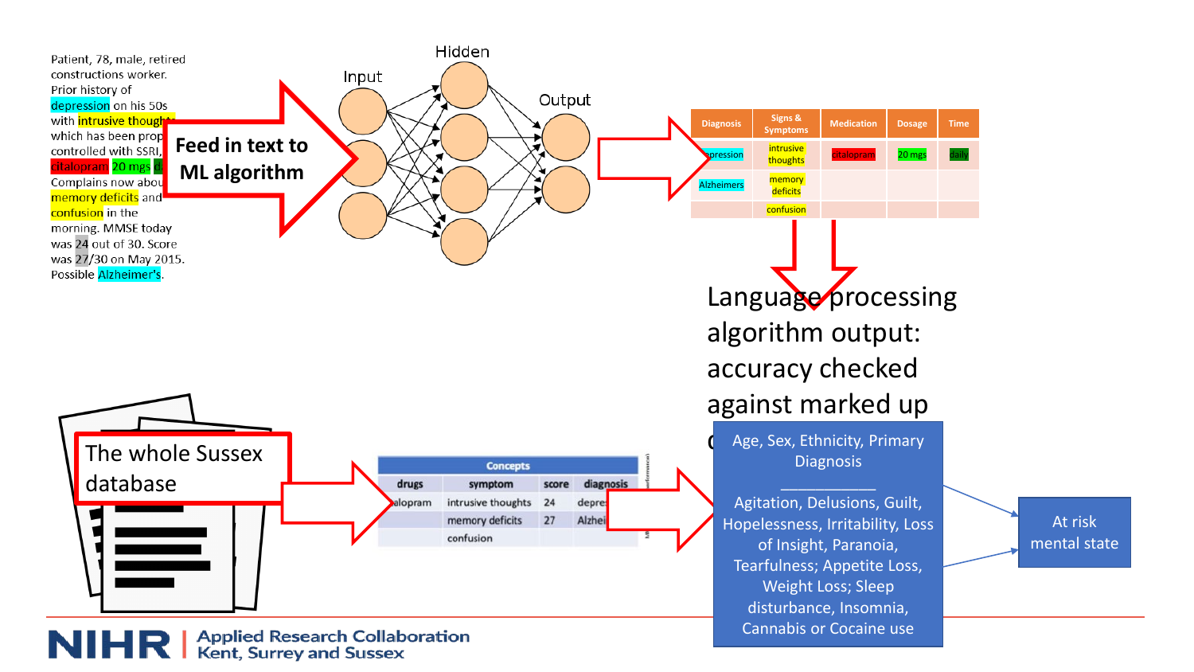Patient, 78, male, retired constructions worker. Prior history of depression on his 50s with intrusive thought which has been prop controlled with SSRI, citalopram 20 mgs d Complains now abou memory deficits and confusion in the morning. MMSE today was 24 out of 30. Score was 27/30 on May 2015. Possible Alzheimer's.

**Feed in text to ML algorithm**

Input — Hidden — Output

| Diagnosis | Signs & Symptoms | Medication | Dosage | Time |
| --- | --- | --- | --- | --- |
| epression | intrusive thoughts | citalopram | 20 mgs | daily |
| Alzheimers | memory deficits | | | |
| | confusion | | | |

Language processing algorithm output: accuracy checked against marked up c

The whole Sussex database

| Concepts | | | |
| --- | --- | --- | --- |
| drugs | symptom | score | diagnosis |
| alopram | intrusive thoughts | 24 | depre |
| | memory deficits | 27 | Alzhei |
| | confusion | | |

Age, Sex, Ethnicity, Primary Diagnosis

Agitation, Delusions, Guilt, Hopelessness, Irritability, Loss of Insight, Paranoia, Tearfulness; Appetite Loss, Weight Loss; Sleep disturbance, Insomnia, Cannabis or Cocaine use

At risk mental state

NIHR | Applied Research Collaboration Kent, Surrey and Sussex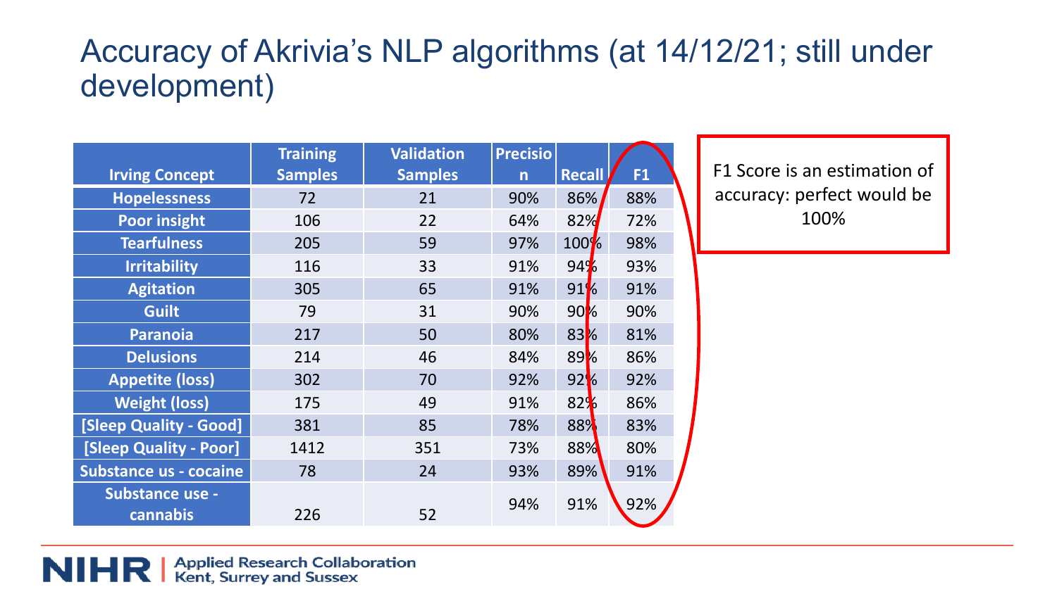# Accuracy of Akrivia's NLP algorithms (at 14/12/21; still under development)

| Irving Concept | Training Samples | Validation Samples | Precision | Recall | F1 |
|---|---|---|---|---|---|
| Hopelessness | 72 | 21 | 90% | 86% | 88% |
| Poor insight | 106 | 22 | 64% | 82% | 72% |
| Tearfulness | 205 | 59 | 97% | 100% | 98% |
| Irritability | 116 | 33 | 91% | 94% | 93% |
| Agitation | 305 | 65 | 91% | 91% | 91% |
| Guilt | 79 | 31 | 90% | 90% | 90% |
| Paranoia | 217 | 50 | 80% | 83% | 81% |
| Delusions | 214 | 46 | 84% | 89% | 86% |
| Appetite (loss) | 302 | 70 | 92% | 92% | 92% |
| Weight (loss) | 175 | 49 | 91% | 82% | 86% |
| [Sleep Quality - Good] | 381 | 85 | 78% | 88% | 83% |
| [Sleep Quality - Poor] | 1412 | 351 | 73% | 88% | 80% |
| Substance us - cocaine | 78 | 24 | 93% | 89% | 91% |
| Substance use - cannabis | 226 | 52 | 94% | 91% | 92% |

F1 Score is an estimation of accuracy: perfect would be 100%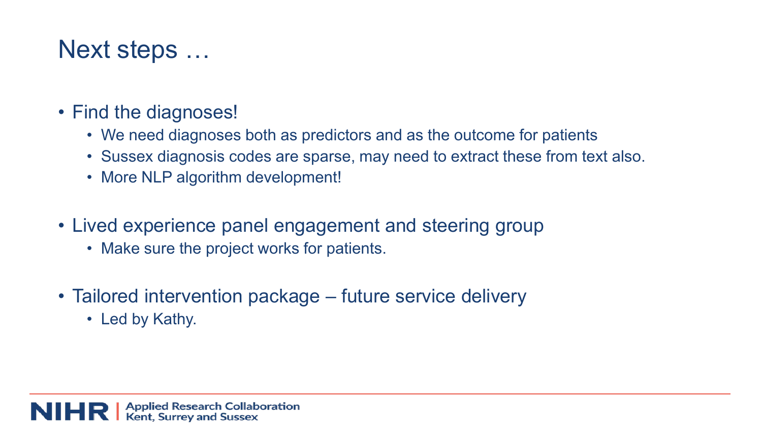# Next steps …

- Find the diagnoses!
  - We need diagnoses both as predictors and as the outcome for patients
  - Sussex diagnosis codes are sparse, may need to extract these from text also.
  - More NLP algorithm development!
- Lived experience panel engagement and steering group
  - Make sure the project works for patients.
- Tailored intervention package – future service delivery
  - Led by Kathy.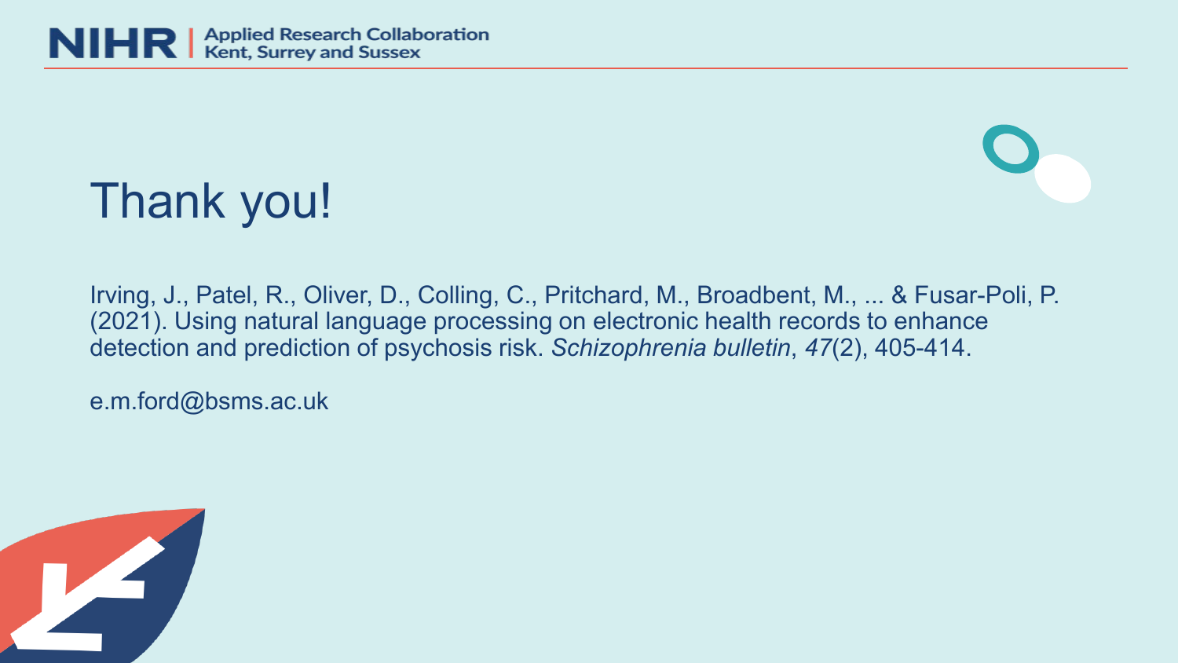# Thank you!

Irving, J., Patel, R., Oliver, D., Colling, C., Pritchard, M., Broadbent, M., ... & Fusar-Poli, P. (2021). Using natural language processing on electronic health records to enhance detection and prediction of psychosis risk. *Schizophrenia bulletin*, *47*(2), 405-414.

e.m.ford@bsms.ac.uk